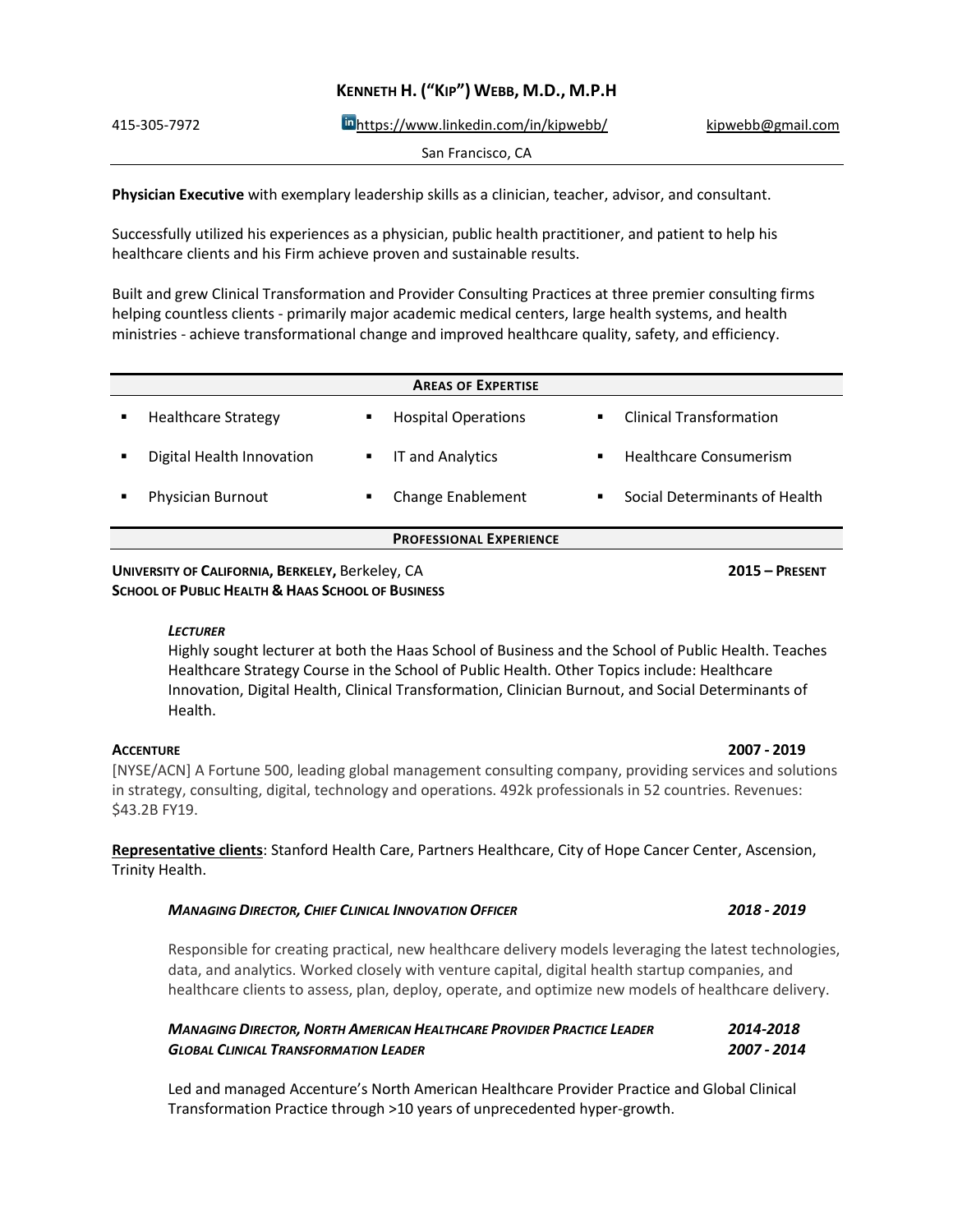# KENNETH H. ("KIP") WEBB, M.D., M.P.H

415-305-7972 | https://www.linkedin.com/in/kipwebb/ | kipwebb@gmail.com

San Francisco, CA

**Physician Executive** with exemplary leadership skills as a clinician, teacher, advisor, and consultant.

Successfully utilized his experiences as a physician, public health practitioner, and patient to help his healthcare clients and his Firm achieve proven and sustainable results.

Built and grew Clinical Transformation and Provider Consulting Practices at three premier consulting firms helping countless clients - primarily major academic medical centers, large health systems, and health ministries - achieve transformational change and improved healthcare quality, safety, and efficiency.

## AREAS OF EXPERTISE

- Healthcare Strategy
- Hospital Operations
- Clinical Transformation
- Digital Health Innovation
- IT and Analytics
- Healthcare Consumerism
- Physician Burnout
- Change Enablement
- Social Determinants of Health

## PROFESSIONAL EXPERIENCE

**UNIVERSITY OF CALIFORNIA, BERKELEY,** Berkeley, CA — **2015 – PRESENT**
**SCHOOL OF PUBLIC HEALTH & HAAS SCHOOL OF BUSINESS**

***LECTURER***

Highly sought lecturer at both the Haas School of Business and the School of Public Health. Teaches Healthcare Strategy Course in the School of Public Health. Other Topics include: Healthcare Innovation, Digital Health, Clinical Transformation, Clinician Burnout, and Social Determinants of Health.

**ACCENTURE** — **2007 - 2019**

[NYSE/ACN] A Fortune 500, leading global management consulting company, providing services and solutions in strategy, consulting, digital, technology and operations. 492k professionals in 52 countries. Revenues: $43.2B FY19.

**Representative clients**: Stanford Health Care, Partners Healthcare, City of Hope Cancer Center, Ascension, Trinity Health.

***MANAGING DIRECTOR, CHIEF CLINICAL INNOVATION OFFICER*** — ***2018 - 2019***

Responsible for creating practical, new healthcare delivery models leveraging the latest technologies, data, and analytics. Worked closely with venture capital, digital health startup companies, and healthcare clients to assess, plan, deploy, operate, and optimize new models of healthcare delivery.

***MANAGING DIRECTOR, NORTH AMERICAN HEALTHCARE PROVIDER PRACTICE LEADER*** — ***2014-2018***
***GLOBAL CLINICAL TRANSFORMATION LEADER*** — ***2007 - 2014***

Led and managed Accenture's North American Healthcare Provider Practice and Global Clinical Transformation Practice through >10 years of unprecedented hyper-growth.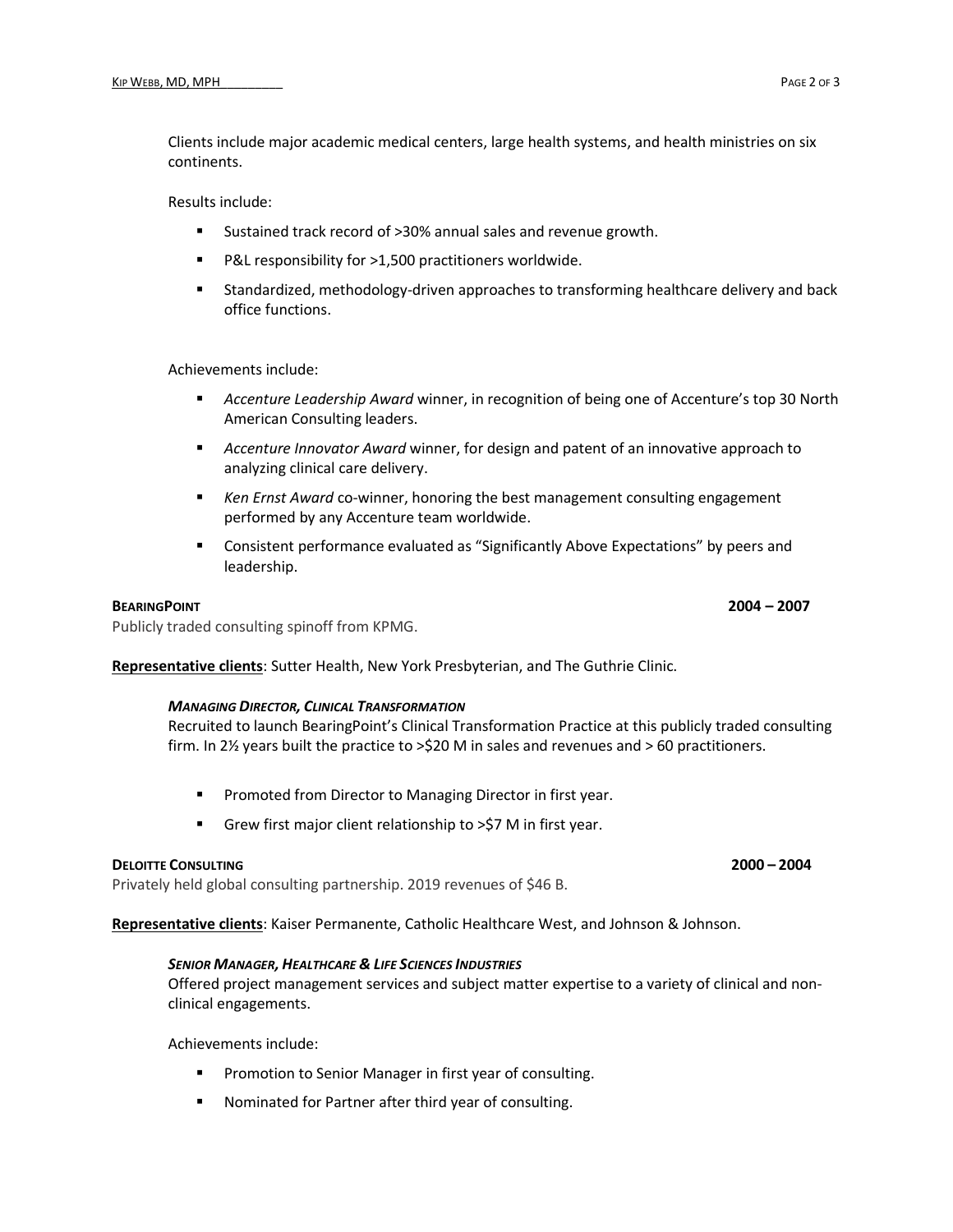Clients include major academic medical centers, large health systems, and health ministries on six continents.

Results include:

- Sustained track record of >30% annual sales and revenue growth.
- P&L responsibility for >1,500 practitioners worldwide.
- Standardized, methodology-driven approaches to transforming healthcare delivery and back office functions.

Achievements include:

- *Accenture Leadership Award* winner, in recognition of being one of Accenture's top 30 North American Consulting leaders.
- *Accenture Innovator Award* winner, for design and patent of an innovative approach to analyzing clinical care delivery.
- *Ken Ernst Award* co-winner, honoring the best management consulting engagement performed by any Accenture team worldwide.
- Consistent performance evaluated as "Significantly Above Expectations" by peers and leadership.

**BEARINGPOINT** **2004 – 2007**

Publicly traded consulting spinoff from KPMG.

**Representative clients**: Sutter Health, New York Presbyterian, and The Guthrie Clinic.

***MANAGING DIRECTOR, CLINICAL TRANSFORMATION***

Recruited to launch BearingPoint's Clinical Transformation Practice at this publicly traded consulting firm. In 2½ years built the practice to >$20 M in sales and revenues and > 60 practitioners.

- Promoted from Director to Managing Director in first year.
- Grew first major client relationship to >$7 M in first year.

**DELOITTE CONSULTING** **2000 – 2004**

Privately held global consulting partnership. 2019 revenues of $46 B.

**Representative clients**: Kaiser Permanente, Catholic Healthcare West, and Johnson & Johnson.

***SENIOR MANAGER, HEALTHCARE & LIFE SCIENCES INDUSTRIES***

Offered project management services and subject matter expertise to a variety of clinical and non-clinical engagements.

Achievements include:

- Promotion to Senior Manager in first year of consulting.
- Nominated for Partner after third year of consulting.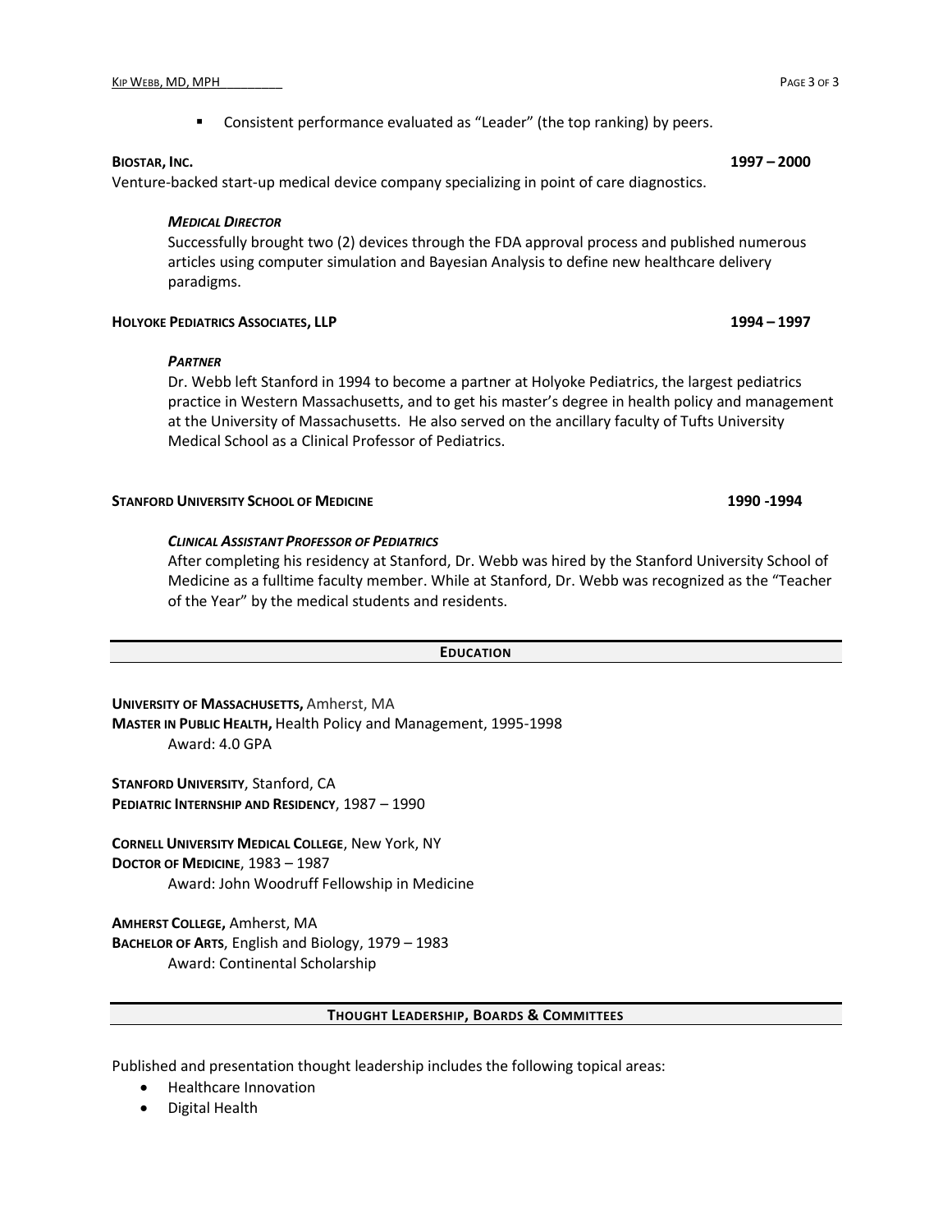- Consistent performance evaluated as "Leader" (the top ranking) by peers.

**BIOSTAR, INC.** **1997 – 2000**

Venture-backed start-up medical device company specializing in point of care diagnostics.

***MEDICAL DIRECTOR***

Successfully brought two (2) devices through the FDA approval process and published numerous articles using computer simulation and Bayesian Analysis to define new healthcare delivery paradigms.

**HOLYOKE PEDIATRICS ASSOCIATES, LLP** **1994 – 1997**

***PARTNER***

Dr. Webb left Stanford in 1994 to become a partner at Holyoke Pediatrics, the largest pediatrics practice in Western Massachusetts, and to get his master's degree in health policy and management at the University of Massachusetts. He also served on the ancillary faculty of Tufts University Medical School as a Clinical Professor of Pediatrics.

**STANFORD UNIVERSITY SCHOOL OF MEDICINE** **1990 -1994**

***CLINICAL ASSISTANT PROFESSOR OF PEDIATRICS***

After completing his residency at Stanford, Dr. Webb was hired by the Stanford University School of Medicine as a fulltime faculty member. While at Stanford, Dr. Webb was recognized as the "Teacher of the Year" by the medical students and residents.

## EDUCATION

**UNIVERSITY OF MASSACHUSETTS,** Amherst, MA
**MASTER IN PUBLIC HEALTH,** Health Policy and Management, 1995-1998
Award: 4.0 GPA

**STANFORD UNIVERSITY**, Stanford, CA
**PEDIATRIC INTERNSHIP AND RESIDENCY**, 1987 – 1990

**CORNELL UNIVERSITY MEDICAL COLLEGE**, New York, NY
**DOCTOR OF MEDICINE**, 1983 – 1987
Award: John Woodruff Fellowship in Medicine

**AMHERST COLLEGE,** Amherst, MA
**BACHELOR OF ARTS**, English and Biology, 1979 – 1983
Award: Continental Scholarship

## THOUGHT LEADERSHIP, BOARDS & COMMITTEES

Published and presentation thought leadership includes the following topical areas:

- Healthcare Innovation
- Digital Health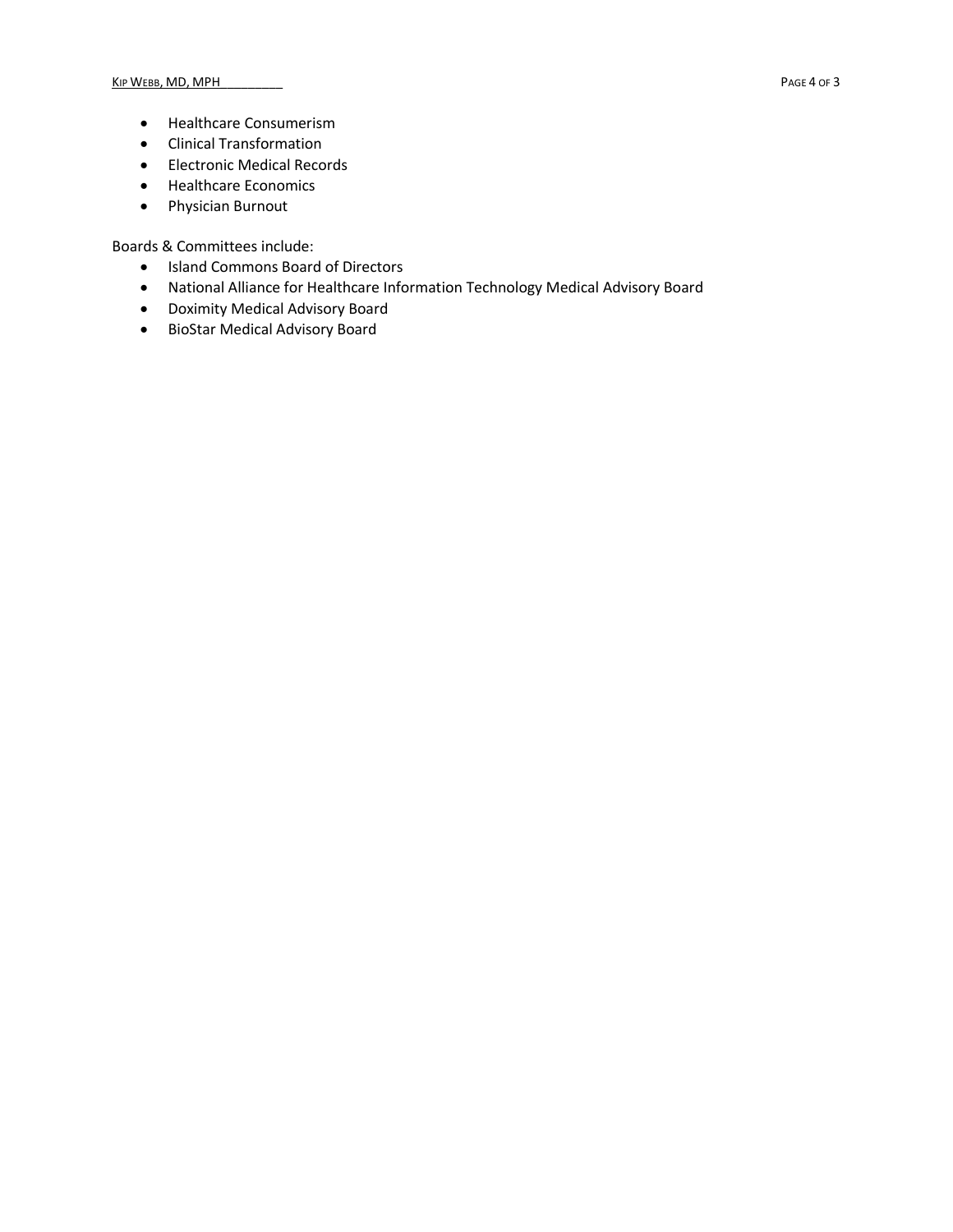- Healthcare Consumerism
- Clinical Transformation
- Electronic Medical Records
- Healthcare Economics
- Physician Burnout

Boards & Committees include:

- Island Commons Board of Directors
- National Alliance for Healthcare Information Technology Medical Advisory Board
- Doximity Medical Advisory Board
- BioStar Medical Advisory Board